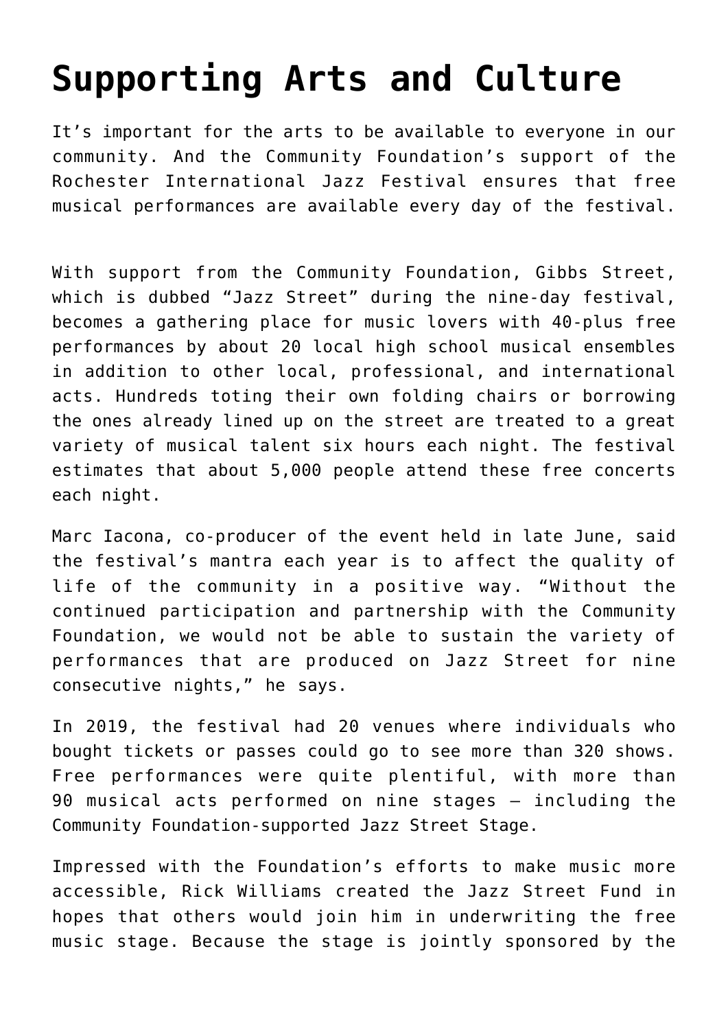# Supporting Arts and Culture

It's important for the arts to be available to everyone in our community. And the Community Foundation's support of the Rochester International Jazz Festival ensures that free musical performances are available every day of the festival.

With support from the Community Foundation, Gibbs Street, which is dubbed "Jazz Street" during the nine-day festival, becomes a gathering place for music lovers with 40-plus free performances by about 20 local high school musical ensembles in addition to other local, professional, and international acts. Hundreds toting their own folding chairs or borrowing the ones already lined up on the street are treated to a great variety of musical talent six hours each night. The festival estimates that about 5,000 people attend these free concerts each night.

Marc Iacona, co-producer of the event held in late June, said the festival's mantra each year is to affect the quality of life of the community in a positive way. "Without the continued participation and partnership with the Community Foundation, we would not be able to sustain the variety of performances that are produced on Jazz Street for nine consecutive nights," he says.

In 2019, the festival had 20 venues where individuals who bought tickets or passes could go to see more than 320 shows. Free performances were quite plentiful, with more than 90 musical acts performed on nine stages – including the Community Foundation-supported Jazz Street Stage.

Impressed with the Foundation's efforts to make music more accessible, Rick Williams created the Jazz Street Fund in hopes that others would join him in underwriting the free music stage. Because the stage is jointly sponsored by the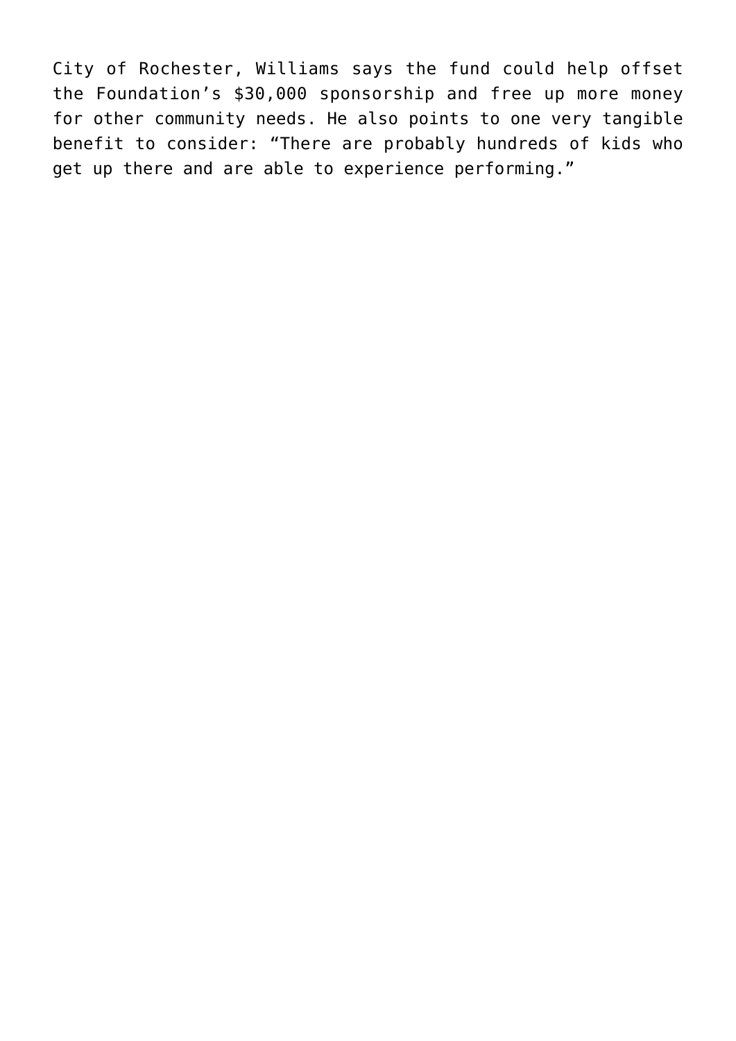City of Rochester, Williams says the fund could help offset the Foundation’s $30,000 sponsorship and free up more money for other community needs. He also points to one very tangible benefit to consider: “There are probably hundreds of kids who get up there and are able to experience performing.”